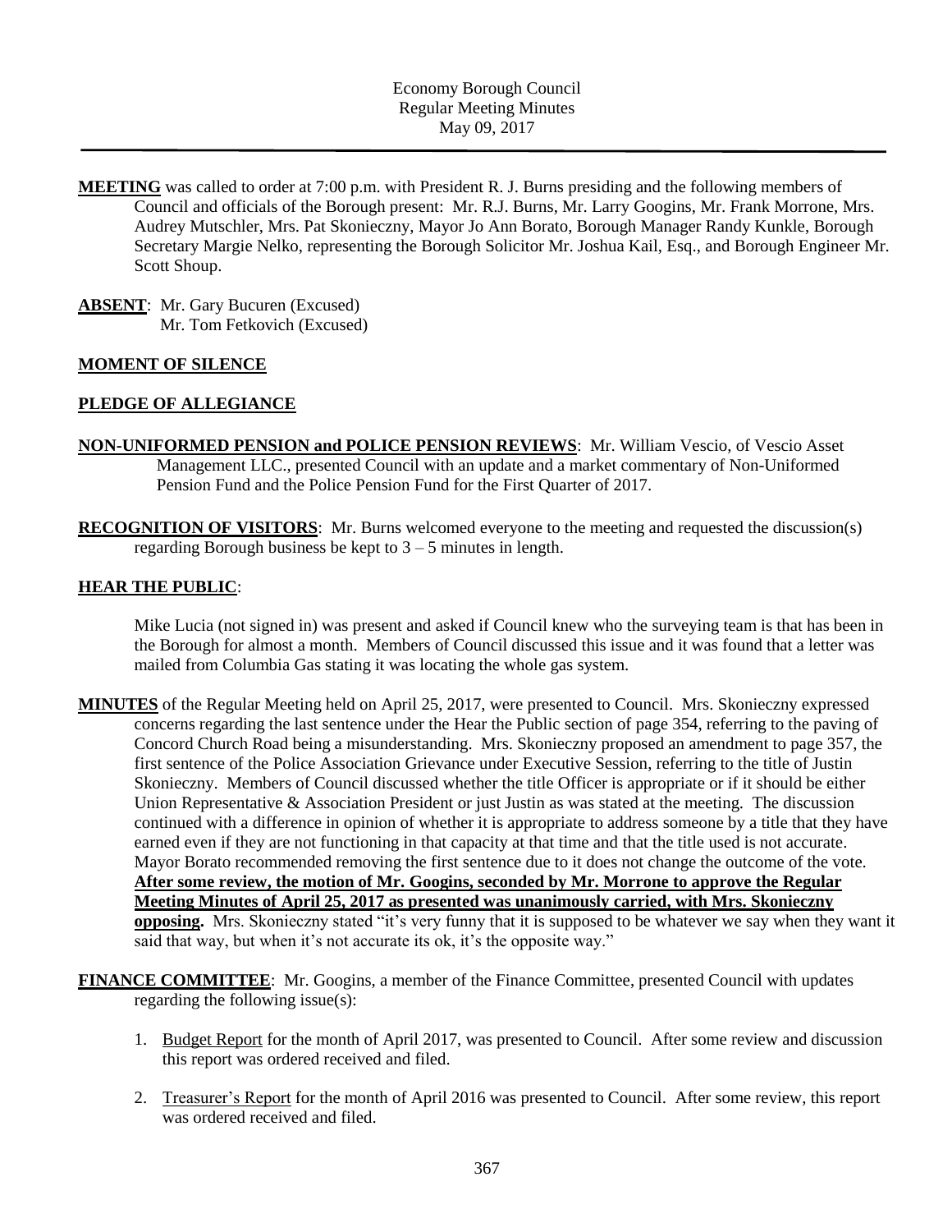Economy Borough Council
Regular Meeting Minutes
May 09, 2017

---

**MEETING** was called to order at 7:00 p.m. with President R. J. Burns presiding and the following members of Council and officials of the Borough present: Mr. R.J. Burns, Mr. Larry Googins, Mr. Frank Morrone, Mrs. Audrey Mutschler, Mrs. Pat Skonieczny, Mayor Jo Ann Borato, Borough Manager Randy Kunkle, Borough Secretary Margie Nelko, representing the Borough Solicitor Mr. Joshua Kail, Esq., and Borough Engineer Mr. Scott Shoup.

**ABSENT**: Mr. Gary Bucuren (Excused)
Mr. Tom Fetkovich (Excused)

**MOMENT OF SILENCE**

**PLEDGE OF ALLEGIANCE**

**NON-UNIFORMED PENSION and POLICE PENSION REVIEWS**: Mr. William Vescio, of Vescio Asset Management LLC., presented Council with an update and a market commentary of Non-Uniformed Pension Fund and the Police Pension Fund for the First Quarter of 2017.

**RECOGNITION OF VISITORS**: Mr. Burns welcomed everyone to the meeting and requested the discussion(s) regarding Borough business be kept to 3 – 5 minutes in length.

**HEAR THE PUBLIC**:

Mike Lucia (not signed in) was present and asked if Council knew who the surveying team is that has been in the Borough for almost a month. Members of Council discussed this issue and it was found that a letter was mailed from Columbia Gas stating it was locating the whole gas system.

**MINUTES** of the Regular Meeting held on April 25, 2017, were presented to Council. Mrs. Skonieczny expressed concerns regarding the last sentence under the Hear the Public section of page 354, referring to the paving of Concord Church Road being a misunderstanding. Mrs. Skonieczny proposed an amendment to page 357, the first sentence of the Police Association Grievance under Executive Session, referring to the title of Justin Skonieczny. Members of Council discussed whether the title Officer is appropriate or if it should be either Union Representative & Association President or just Justin as was stated at the meeting. The discussion continued with a difference in opinion of whether it is appropriate to address someone by a title that they have earned even if they are not functioning in that capacity at that time and that the title used is not accurate. Mayor Borato recommended removing the first sentence due to it does not change the outcome of the vote. **After some review, the motion of Mr. Googins, seconded by Mr. Morrone to approve the Regular Meeting Minutes of April 25, 2017 as presented was unanimously carried, with Mrs. Skonieczny opposing.** Mrs. Skonieczny stated "it's very funny that it is supposed to be whatever we say when they want it said that way, but when it's not accurate its ok, it's the opposite way."

**FINANCE COMMITTEE**: Mr. Googins, a member of the Finance Committee, presented Council with updates regarding the following issue(s):

1. Budget Report for the month of April 2017, was presented to Council. After some review and discussion this report was ordered received and filed.
2. Treasurer's Report for the month of April 2016 was presented to Council. After some review, this report was ordered received and filed.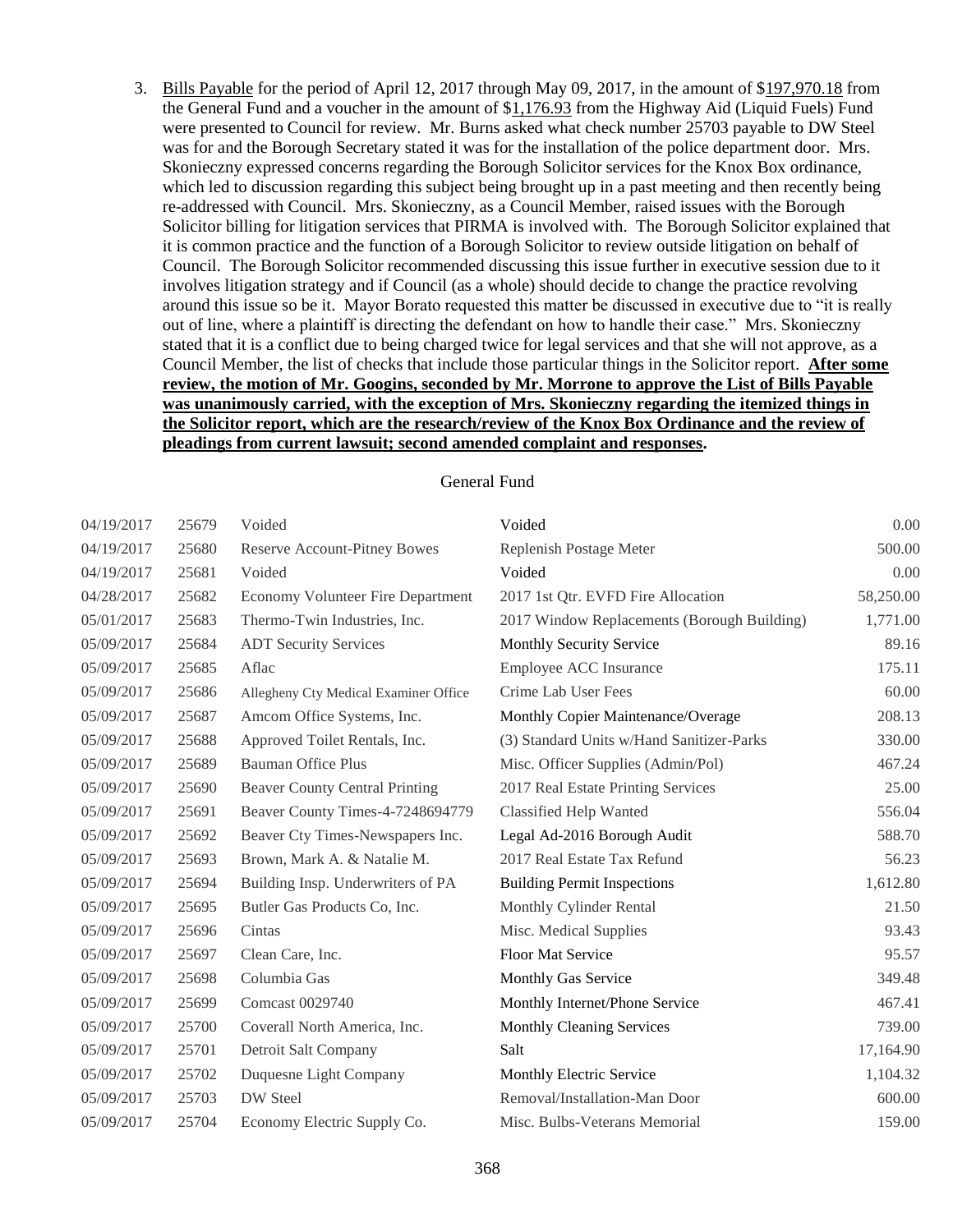3. Bills Payable for the period of April 12, 2017 through May 09, 2017, in the amount of $197,970.18 from the General Fund and a voucher in the amount of $1,176.93 from the Highway Aid (Liquid Fuels) Fund were presented to Council for review. Mr. Burns asked what check number 25703 payable to DW Steel was for and the Borough Secretary stated it was for the installation of the police department door. Mrs. Skonieczny expressed concerns regarding the Borough Solicitor services for the Knox Box ordinance, which led to discussion regarding this subject being brought up in a past meeting and then recently being re-addressed with Council. Mrs. Skonieczny, as a Council Member, raised issues with the Borough Solicitor billing for litigation services that PIRMA is involved with. The Borough Solicitor explained that it is common practice and the function of a Borough Solicitor to review outside litigation on behalf of Council. The Borough Solicitor recommended discussing this issue further in executive session due to it involves litigation strategy and if Council (as a whole) should decide to change the practice revolving around this issue so be it. Mayor Borato requested this matter be discussed in executive due to "it is really out of line, where a plaintiff is directing the defendant on how to handle their case." Mrs. Skonieczny stated that it is a conflict due to being charged twice for legal services and that she will not approve, as a Council Member, the list of checks that include those particular things in the Solicitor report. **After some review, the motion of Mr. Googins, seconded by Mr. Morrone to approve the List of Bills Payable was unanimously carried, with the exception of Mrs. Skonieczny regarding the itemized things in the Solicitor report, which are the research/review of the Knox Box Ordinance and the review of pleadings from current lawsuit; second amended complaint and responses.**

General Fund

| Date | Check No. | Payee | Description | Amount |
|---|---|---|---|---|
| 04/19/2017 | 25679 | Voided | Voided | 0.00 |
| 04/19/2017 | 25680 | Reserve Account-Pitney Bowes | Replenish Postage Meter | 500.00 |
| 04/19/2017 | 25681 | Voided | Voided | 0.00 |
| 04/28/2017 | 25682 | Economy Volunteer Fire Department | 2017 1st Qtr. EVFD Fire Allocation | 58,250.00 |
| 05/01/2017 | 25683 | Thermo-Twin Industries, Inc. | 2017 Window Replacements (Borough Building) | 1,771.00 |
| 05/09/2017 | 25684 | ADT Security Services | Monthly Security Service | 89.16 |
| 05/09/2017 | 25685 | Aflac | Employee ACC Insurance | 175.11 |
| 05/09/2017 | 25686 | Allegheny Cty Medical Examiner Office | Crime Lab User Fees | 60.00 |
| 05/09/2017 | 25687 | Amcom Office Systems, Inc. | Monthly Copier Maintenance/Overage | 208.13 |
| 05/09/2017 | 25688 | Approved Toilet Rentals, Inc. | (3) Standard Units w/Hand Sanitizer-Parks | 330.00 |
| 05/09/2017 | 25689 | Bauman Office Plus | Misc. Officer Supplies (Admin/Pol) | 467.24 |
| 05/09/2017 | 25690 | Beaver County Central Printing | 2017 Real Estate Printing Services | 25.00 |
| 05/09/2017 | 25691 | Beaver County Times-4-7248694779 | Classified Help Wanted | 556.04 |
| 05/09/2017 | 25692 | Beaver Cty Times-Newspapers Inc. | Legal Ad-2016 Borough Audit | 588.70 |
| 05/09/2017 | 25693 | Brown, Mark A. & Natalie M. | 2017 Real Estate Tax Refund | 56.23 |
| 05/09/2017 | 25694 | Building Insp. Underwriters of PA | Building Permit Inspections | 1,612.80 |
| 05/09/2017 | 25695 | Butler Gas Products Co, Inc. | Monthly Cylinder Rental | 21.50 |
| 05/09/2017 | 25696 | Cintas | Misc. Medical Supplies | 93.43 |
| 05/09/2017 | 25697 | Clean Care, Inc. | Floor Mat Service | 95.57 |
| 05/09/2017 | 25698 | Columbia Gas | Monthly Gas Service | 349.48 |
| 05/09/2017 | 25699 | Comcast 0029740 | Monthly Internet/Phone Service | 467.41 |
| 05/09/2017 | 25700 | Coverall North America, Inc. | Monthly Cleaning Services | 739.00 |
| 05/09/2017 | 25701 | Detroit Salt Company | Salt | 17,164.90 |
| 05/09/2017 | 25702 | Duquesne Light Company | Monthly Electric Service | 1,104.32 |
| 05/09/2017 | 25703 | DW Steel | Removal/Installation-Man Door | 600.00 |
| 05/09/2017 | 25704 | Economy Electric Supply Co. | Misc. Bulbs-Veterans Memorial | 159.00 |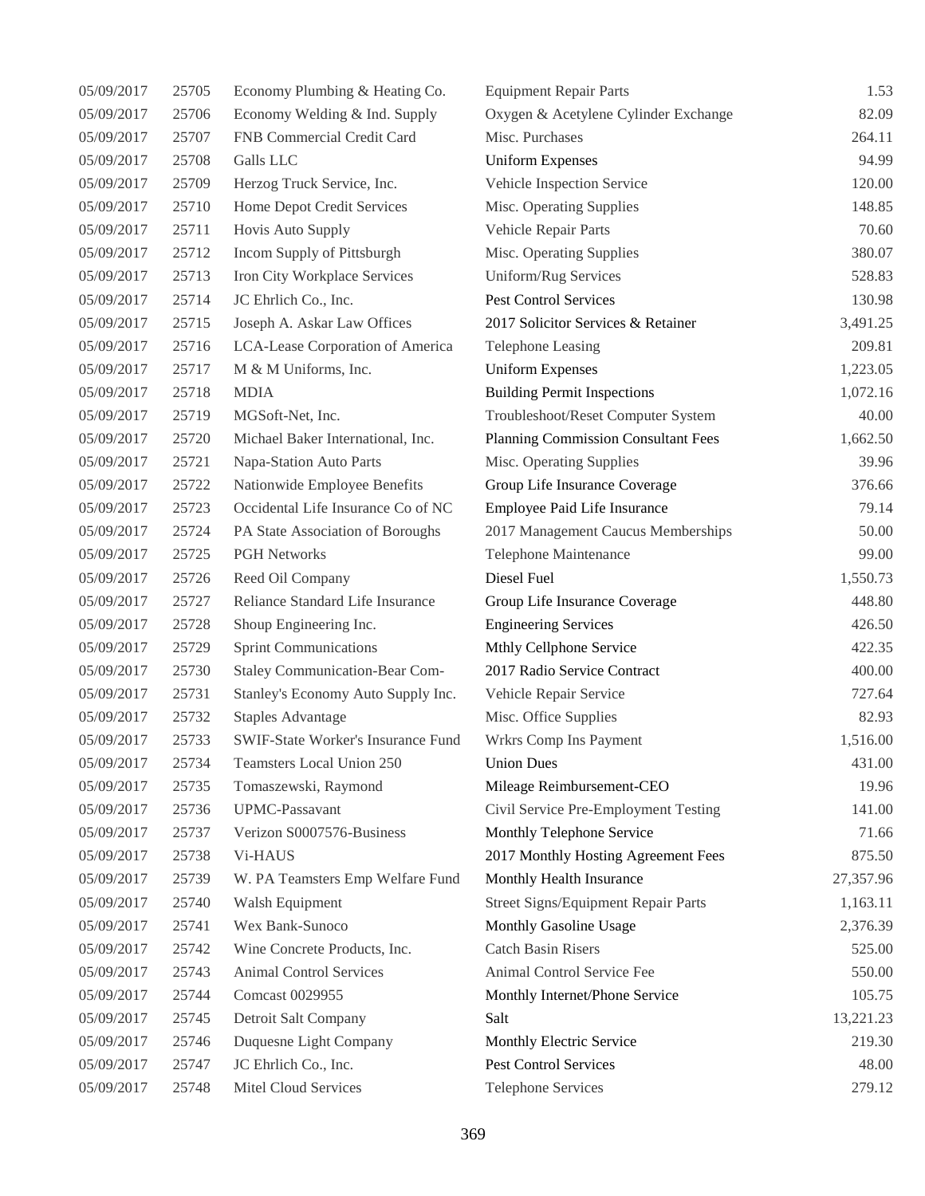| | | | | |
|---|---|---|---|---|
| 05/09/2017 | 25705 | Economy Plumbing & Heating Co. | Equipment Repair Parts | 1.53 |
| 05/09/2017 | 25706 | Economy Welding & Ind. Supply | Oxygen & Acetylene Cylinder Exchange | 82.09 |
| 05/09/2017 | 25707 | FNB Commercial Credit Card | Misc. Purchases | 264.11 |
| 05/09/2017 | 25708 | Galls LLC | Uniform Expenses | 94.99 |
| 05/09/2017 | 25709 | Herzog Truck Service, Inc. | Vehicle Inspection Service | 120.00 |
| 05/09/2017 | 25710 | Home Depot Credit Services | Misc. Operating Supplies | 148.85 |
| 05/09/2017 | 25711 | Hovis Auto Supply | Vehicle Repair Parts | 70.60 |
| 05/09/2017 | 25712 | Incom Supply of Pittsburgh | Misc. Operating Supplies | 380.07 |
| 05/09/2017 | 25713 | Iron City Workplace Services | Uniform/Rug Services | 528.83 |
| 05/09/2017 | 25714 | JC Ehrlich Co., Inc. | Pest Control Services | 130.98 |
| 05/09/2017 | 25715 | Joseph A. Askar Law Offices | 2017 Solicitor Services & Retainer | 3,491.25 |
| 05/09/2017 | 25716 | LCA-Lease Corporation of America | Telephone Leasing | 209.81 |
| 05/09/2017 | 25717 | M & M Uniforms, Inc. | Uniform Expenses | 1,223.05 |
| 05/09/2017 | 25718 | MDIA | Building Permit Inspections | 1,072.16 |
| 05/09/2017 | 25719 | MGSoft-Net, Inc. | Troubleshoot/Reset Computer System | 40.00 |
| 05/09/2017 | 25720 | Michael Baker International, Inc. | Planning Commission Consultant Fees | 1,662.50 |
| 05/09/2017 | 25721 | Napa-Station Auto Parts | Misc. Operating Supplies | 39.96 |
| 05/09/2017 | 25722 | Nationwide Employee Benefits | Group Life Insurance Coverage | 376.66 |
| 05/09/2017 | 25723 | Occidental Life Insurance Co of NC | Employee Paid Life Insurance | 79.14 |
| 05/09/2017 | 25724 | PA State Association of Boroughs | 2017 Management Caucus Memberships | 50.00 |
| 05/09/2017 | 25725 | PGH Networks | Telephone Maintenance | 99.00 |
| 05/09/2017 | 25726 | Reed Oil Company | Diesel Fuel | 1,550.73 |
| 05/09/2017 | 25727 | Reliance Standard Life Insurance | Group Life Insurance Coverage | 448.80 |
| 05/09/2017 | 25728 | Shoup Engineering Inc. | Engineering Services | 426.50 |
| 05/09/2017 | 25729 | Sprint Communications | Mthly Cellphone Service | 422.35 |
| 05/09/2017 | 25730 | Staley Communication-Bear Com- | 2017 Radio Service Contract | 400.00 |
| 05/09/2017 | 25731 | Stanley's Economy Auto Supply Inc. | Vehicle Repair Service | 727.64 |
| 05/09/2017 | 25732 | Staples Advantage | Misc. Office Supplies | 82.93 |
| 05/09/2017 | 25733 | SWIF-State Worker's Insurance Fund | Wrkrs Comp Ins Payment | 1,516.00 |
| 05/09/2017 | 25734 | Teamsters Local Union 250 | Union Dues | 431.00 |
| 05/09/2017 | 25735 | Tomaszewski, Raymond | Mileage Reimbursement-CEO | 19.96 |
| 05/09/2017 | 25736 | UPMC-Passavant | Civil Service Pre-Employment Testing | 141.00 |
| 05/09/2017 | 25737 | Verizon S0007576-Business | Monthly Telephone Service | 71.66 |
| 05/09/2017 | 25738 | Vi-HAUS | 2017 Monthly Hosting Agreement Fees | 875.50 |
| 05/09/2017 | 25739 | W. PA Teamsters Emp Welfare Fund | Monthly Health Insurance | 27,357.96 |
| 05/09/2017 | 25740 | Walsh Equipment | Street Signs/Equipment Repair Parts | 1,163.11 |
| 05/09/2017 | 25741 | Wex Bank-Sunoco | Monthly Gasoline Usage | 2,376.39 |
| 05/09/2017 | 25742 | Wine Concrete Products, Inc. | Catch Basin Risers | 525.00 |
| 05/09/2017 | 25743 | Animal Control Services | Animal Control Service Fee | 550.00 |
| 05/09/2017 | 25744 | Comcast 0029955 | Monthly Internet/Phone Service | 105.75 |
| 05/09/2017 | 25745 | Detroit Salt Company | Salt | 13,221.23 |
| 05/09/2017 | 25746 | Duquesne Light Company | Monthly Electric Service | 219.30 |
| 05/09/2017 | 25747 | JC Ehrlich Co., Inc. | Pest Control Services | 48.00 |
| 05/09/2017 | 25748 | Mitel Cloud Services | Telephone Services | 279.12 |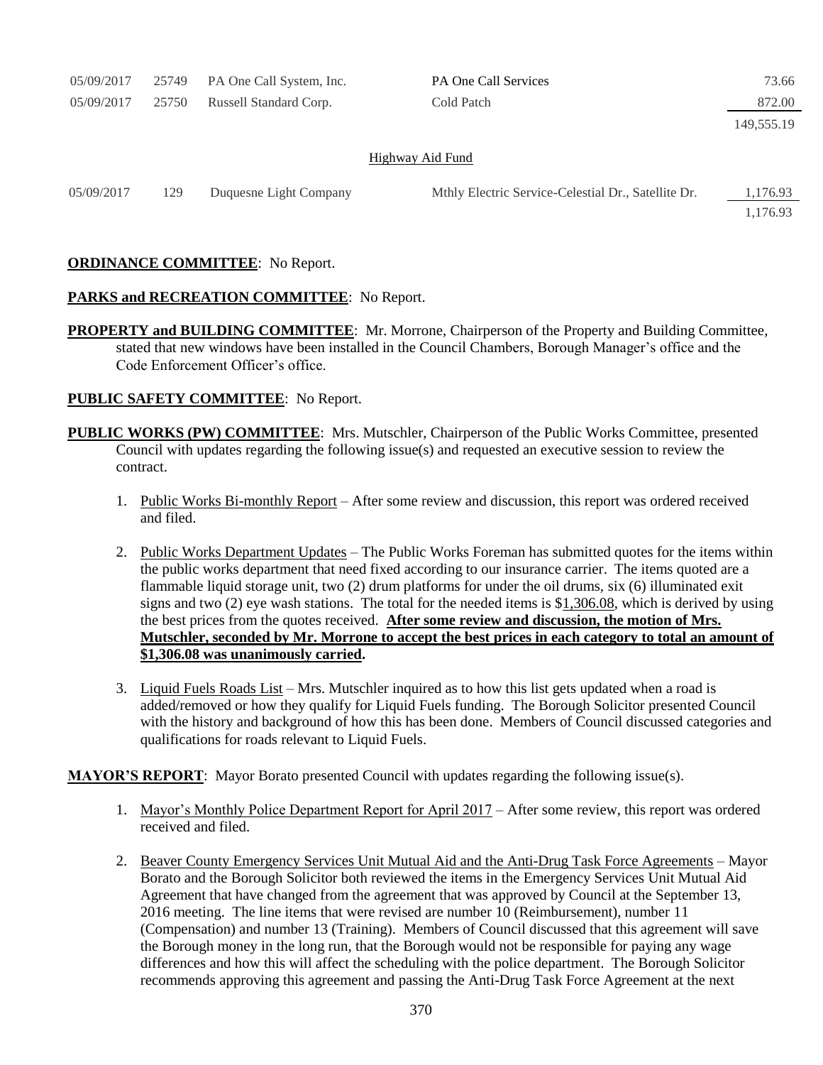| | | | | |
|---|---|---|---|---|
| 05/09/2017 | 25749 | PA One Call System, Inc. | PA One Call Services | 73.66 |
| 05/09/2017 | 25750 | Russell Standard Corp. | Cold Patch | 872.00 |
| | | | | 149,555.19 |

Highway Aid Fund

| | | | | |
|---|---|---|---|---|
| 05/09/2017 | 129 | Duquesne Light Company | Mthly Electric Service-Celestial Dr., Satellite Dr. | 1,176.93 |
| | | | | 1,176.93 |

**ORDINANCE COMMITTEE**: No Report.

**PARKS and RECREATION COMMITTEE**: No Report.

**PROPERTY and BUILDING COMMITTEE**: Mr. Morrone, Chairperson of the Property and Building Committee, stated that new windows have been installed in the Council Chambers, Borough Manager's office and the Code Enforcement Officer's office.

**PUBLIC SAFETY COMMITTEE**: No Report.

**PUBLIC WORKS (PW) COMMITTEE**: Mrs. Mutschler, Chairperson of the Public Works Committee, presented Council with updates regarding the following issue(s) and requested an executive session to review the contract.

1. Public Works Bi-monthly Report – After some review and discussion, this report was ordered received and filed.

2. Public Works Department Updates – The Public Works Foreman has submitted quotes for the items within the public works department that need fixed according to our insurance carrier. The items quoted are a flammable liquid storage unit, two (2) drum platforms for under the oil drums, six (6) illuminated exit signs and two (2) eye wash stations. The total for the needed items is $1,306.08, which is derived by using the best prices from the quotes received. **After some review and discussion, the motion of Mrs. Mutschler, seconded by Mr. Morrone to accept the best prices in each category to total an amount of $1,306.08 was unanimously carried.**

3. Liquid Fuels Roads List – Mrs. Mutschler inquired as to how this list gets updated when a road is added/removed or how they qualify for Liquid Fuels funding. The Borough Solicitor presented Council with the history and background of how this has been done. Members of Council discussed categories and qualifications for roads relevant to Liquid Fuels.

**MAYOR'S REPORT**: Mayor Borato presented Council with updates regarding the following issue(s).

1. Mayor's Monthly Police Department Report for April 2017 – After some review, this report was ordered received and filed.

2. Beaver County Emergency Services Unit Mutual Aid and the Anti-Drug Task Force Agreements – Mayor Borato and the Borough Solicitor both reviewed the items in the Emergency Services Unit Mutual Aid Agreement that have changed from the agreement that was approved by Council at the September 13, 2016 meeting. The line items that were revised are number 10 (Reimbursement), number 11 (Compensation) and number 13 (Training). Members of Council discussed that this agreement will save the Borough money in the long run, that the Borough would not be responsible for paying any wage differences and how this will affect the scheduling with the police department. The Borough Solicitor recommends approving this agreement and passing the Anti-Drug Task Force Agreement at the next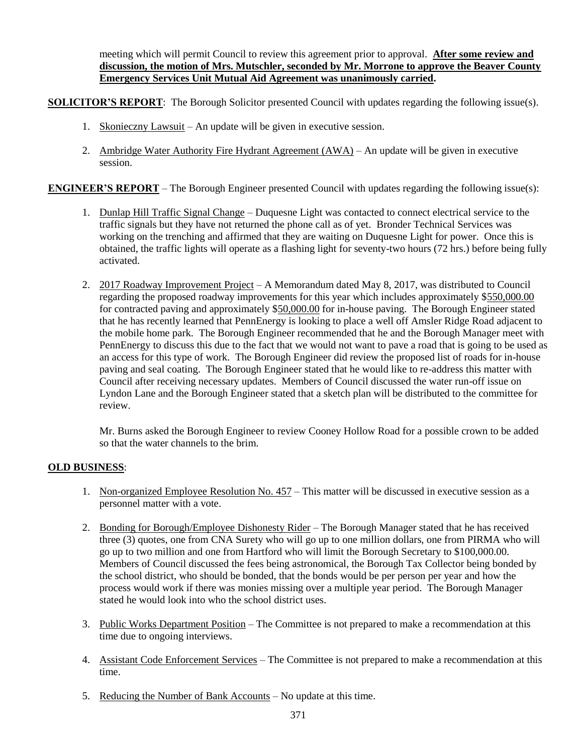meeting which will permit Council to review this agreement prior to approval. **<u>After some review and discussion, the motion of Mrs. Mutschler, seconded by Mr. Morrone to approve the Beaver County Emergency Services Unit Mutual Aid Agreement was unanimously carried</u>.**

**<u>SOLICITOR'S REPORT</u>**: The Borough Solicitor presented Council with updates regarding the following issue(s).

1. <u>Skonieczny Lawsuit</u> – An update will be given in executive session.

2. <u>Ambridge Water Authority Fire Hydrant Agreement (AWA)</u> – An update will be given in executive session.

**<u>ENGINEER'S REPORT</u>** – The Borough Engineer presented Council with updates regarding the following issue(s):

1. <u>Dunlap Hill Traffic Signal Change</u> – Duquesne Light was contacted to connect electrical service to the traffic signals but they have not returned the phone call as of yet. Bronder Technical Services was working on the trenching and affirmed that they are waiting on Duquesne Light for power. Once this is obtained, the traffic lights will operate as a flashing light for seventy-two hours (72 hrs.) before being fully activated.

2. <u>2017 Roadway Improvement Project</u> – A Memorandum dated May 8, 2017, was distributed to Council regarding the proposed roadway improvements for this year which includes approximately $<u>550,000.00</u> for contracted paving and approximately $<u>50,000.00</u> for in-house paving. The Borough Engineer stated that he has recently learned that PennEnergy is looking to place a well off Amsler Ridge Road adjacent to the mobile home park. The Borough Engineer recommended that he and the Borough Manager meet with PennEnergy to discuss this due to the fact that we would not want to pave a road that is going to be used as an access for this type of work. The Borough Engineer did review the proposed list of roads for in-house paving and seal coating. The Borough Engineer stated that he would like to re-address this matter with Council after receiving necessary updates. Members of Council discussed the water run-off issue on Lyndon Lane and the Borough Engineer stated that a sketch plan will be distributed to the committee for review.

   Mr. Burns asked the Borough Engineer to review Cooney Hollow Road for a possible crown to be added so that the water channels to the brim.

**<u>OLD BUSINESS</u>**:

1. <u>Non-organized Employee Resolution No. 457</u> – This matter will be discussed in executive session as a personnel matter with a vote.

2. <u>Bonding for Borough/Employee Dishonesty Rider</u> – The Borough Manager stated that he has received three (3) quotes, one from CNA Surety who will go up to one million dollars, one from PIRMA who will go up to two million and one from Hartford who will limit the Borough Secretary to $100,000.00. Members of Council discussed the fees being astronomical, the Borough Tax Collector being bonded by the school district, who should be bonded, that the bonds would be per person per year and how the process would work if there was monies missing over a multiple year period. The Borough Manager stated he would look into who the school district uses.

3. <u>Public Works Department Position</u> – The Committee is not prepared to make a recommendation at this time due to ongoing interviews.

4. <u>Assistant Code Enforcement Services</u> – The Committee is not prepared to make a recommendation at this time.

5. <u>Reducing the Number of Bank Accounts</u> – No update at this time.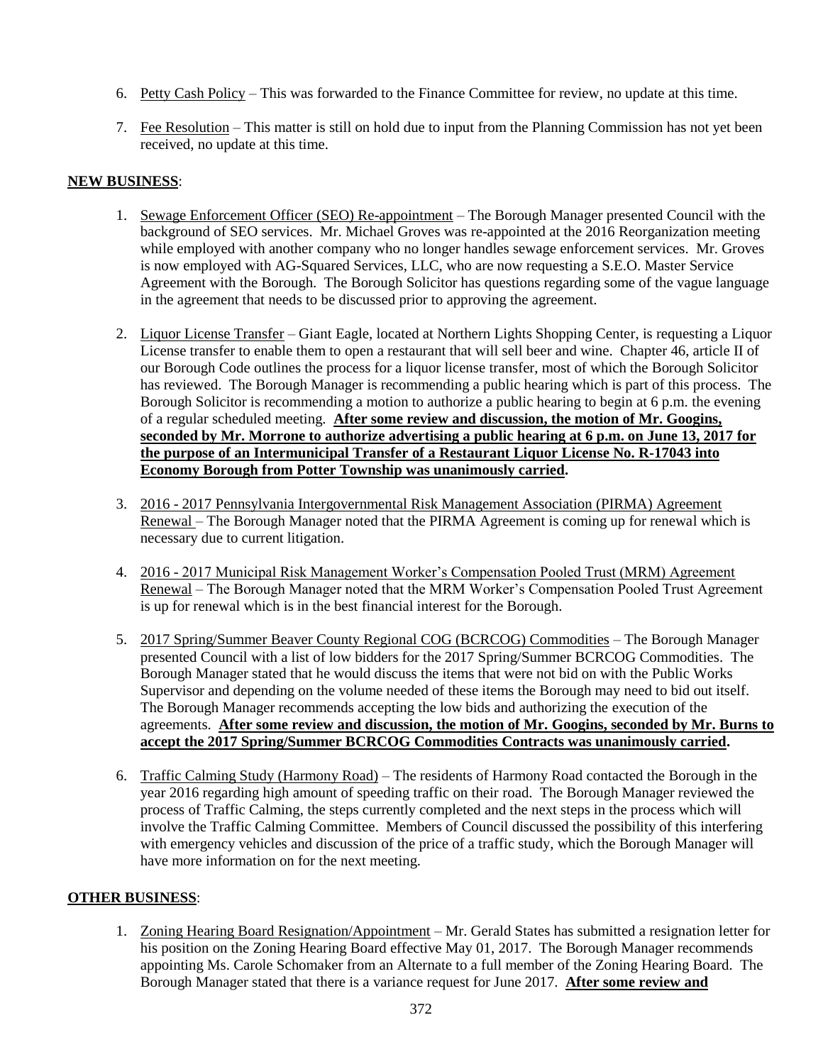6. Petty Cash Policy – This was forwarded to the Finance Committee for review, no update at this time.

7. Fee Resolution – This matter is still on hold due to input from the Planning Commission has not yet been received, no update at this time.

**NEW BUSINESS**:

1. Sewage Enforcement Officer (SEO) Re-appointment – The Borough Manager presented Council with the background of SEO services. Mr. Michael Groves was re-appointed at the 2016 Reorganization meeting while employed with another company who no longer handles sewage enforcement services. Mr. Groves is now employed with AG-Squared Services, LLC, who are now requesting a S.E.O. Master Service Agreement with the Borough. The Borough Solicitor has questions regarding some of the vague language in the agreement that needs to be discussed prior to approving the agreement.

2. Liquor License Transfer – Giant Eagle, located at Northern Lights Shopping Center, is requesting a Liquor License transfer to enable them to open a restaurant that will sell beer and wine. Chapter 46, article II of our Borough Code outlines the process for a liquor license transfer, most of which the Borough Solicitor has reviewed. The Borough Manager is recommending a public hearing which is part of this process. The Borough Solicitor is recommending a motion to authorize a public hearing to begin at 6 p.m. the evening of a regular scheduled meeting. **After some review and discussion, the motion of Mr. Googins, seconded by Mr. Morrone to authorize advertising a public hearing at 6 p.m. on June 13, 2017 for the purpose of an Intermunicipal Transfer of a Restaurant Liquor License No. R-17043 into Economy Borough from Potter Township was unanimously carried.**

3. 2016 - 2017 Pennsylvania Intergovernmental Risk Management Association (PIRMA) Agreement Renewal – The Borough Manager noted that the PIRMA Agreement is coming up for renewal which is necessary due to current litigation.

4. 2016 - 2017 Municipal Risk Management Worker's Compensation Pooled Trust (MRM) Agreement Renewal – The Borough Manager noted that the MRM Worker's Compensation Pooled Trust Agreement is up for renewal which is in the best financial interest for the Borough.

5. 2017 Spring/Summer Beaver County Regional COG (BCRCOG) Commodities – The Borough Manager presented Council with a list of low bidders for the 2017 Spring/Summer BCRCOG Commodities. The Borough Manager stated that he would discuss the items that were not bid on with the Public Works Supervisor and depending on the volume needed of these items the Borough may need to bid out itself. The Borough Manager recommends accepting the low bids and authorizing the execution of the agreements. **After some review and discussion, the motion of Mr. Googins, seconded by Mr. Burns to accept the 2017 Spring/Summer BCRCOG Commodities Contracts was unanimously carried.**

6. Traffic Calming Study (Harmony Road) – The residents of Harmony Road contacted the Borough in the year 2016 regarding high amount of speeding traffic on their road. The Borough Manager reviewed the process of Traffic Calming, the steps currently completed and the next steps in the process which will involve the Traffic Calming Committee. Members of Council discussed the possibility of this interfering with emergency vehicles and discussion of the price of a traffic study, which the Borough Manager will have more information on for the next meeting.

**OTHER BUSINESS**:

1. Zoning Hearing Board Resignation/Appointment – Mr. Gerald States has submitted a resignation letter for his position on the Zoning Hearing Board effective May 01, 2017. The Borough Manager recommends appointing Ms. Carole Schomaker from an Alternate to a full member of the Zoning Hearing Board. The Borough Manager stated that there is a variance request for June 2017. **After some review and**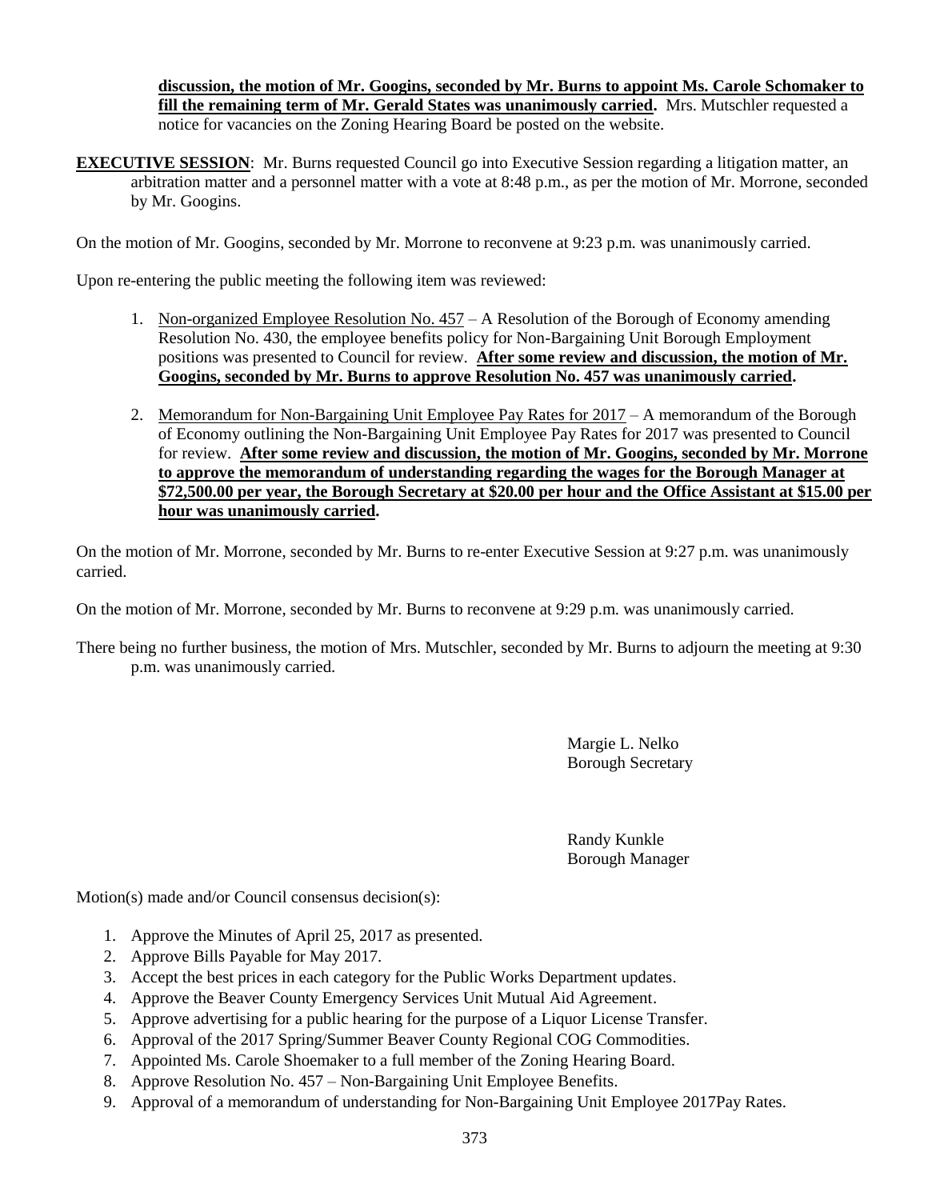**discussion, the motion of Mr. Googins, seconded by Mr. Burns to appoint Ms. Carole Schomaker to fill the remaining term of Mr. Gerald States was unanimously carried.** Mrs. Mutschler requested a notice for vacancies on the Zoning Hearing Board be posted on the website.

**EXECUTIVE SESSION**: Mr. Burns requested Council go into Executive Session regarding a litigation matter, an arbitration matter and a personnel matter with a vote at 8:48 p.m., as per the motion of Mr. Morrone, seconded by Mr. Googins.

On the motion of Mr. Googins, seconded by Mr. Morrone to reconvene at 9:23 p.m. was unanimously carried.

Upon re-entering the public meeting the following item was reviewed:

1. Non-organized Employee Resolution No. 457 – A Resolution of the Borough of Economy amending Resolution No. 430, the employee benefits policy for Non-Bargaining Unit Borough Employment positions was presented to Council for review. **After some review and discussion, the motion of Mr. Googins, seconded by Mr. Burns to approve Resolution No. 457 was unanimously carried.**

2. Memorandum for Non-Bargaining Unit Employee Pay Rates for 2017 – A memorandum of the Borough of Economy outlining the Non-Bargaining Unit Employee Pay Rates for 2017 was presented to Council for review. **After some review and discussion, the motion of Mr. Googins, seconded by Mr. Morrone to approve the memorandum of understanding regarding the wages for the Borough Manager at $72,500.00 per year, the Borough Secretary at $20.00 per hour and the Office Assistant at $15.00 per hour was unanimously carried.**

On the motion of Mr. Morrone, seconded by Mr. Burns to re-enter Executive Session at 9:27 p.m. was unanimously carried.

On the motion of Mr. Morrone, seconded by Mr. Burns to reconvene at 9:29 p.m. was unanimously carried.

There being no further business, the motion of Mrs. Mutschler, seconded by Mr. Burns to adjourn the meeting at 9:30 p.m. was unanimously carried.

Margie L. Nelko
Borough Secretary

Randy Kunkle
Borough Manager

Motion(s) made and/or Council consensus decision(s):

1. Approve the Minutes of April 25, 2017 as presented.
2. Approve Bills Payable for May 2017.
3. Accept the best prices in each category for the Public Works Department updates.
4. Approve the Beaver County Emergency Services Unit Mutual Aid Agreement.
5. Approve advertising for a public hearing for the purpose of a Liquor License Transfer.
6. Approval of the 2017 Spring/Summer Beaver County Regional COG Commodities.
7. Appointed Ms. Carole Shoemaker to a full member of the Zoning Hearing Board.
8. Approve Resolution No. 457 – Non-Bargaining Unit Employee Benefits.
9. Approval of a memorandum of understanding for Non-Bargaining Unit Employee 2017Pay Rates.